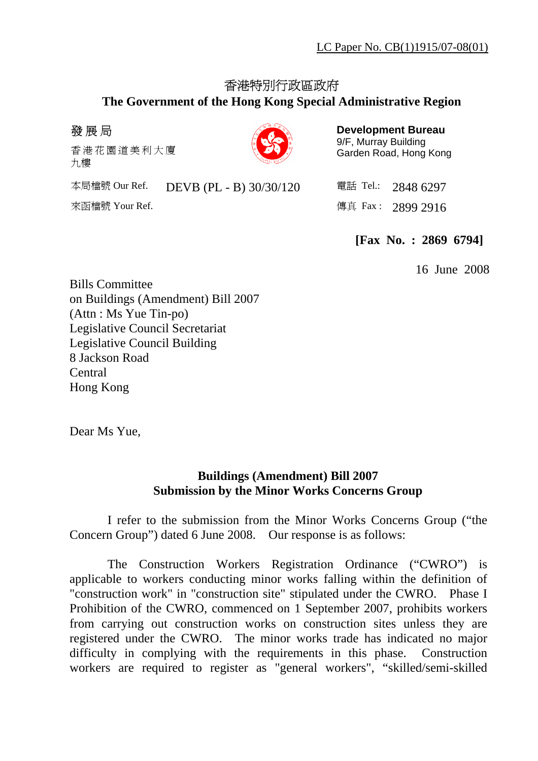LC Paper No. CB(1)1915/07-08(01)

香港特別行政區政府
**The Government of the Hong Kong Special Administrative Region**

發 展 局
香 港 花 園 道 美 利 大 廈
九樓

**Development Bureau**
9/F, Murray Building
Garden Road, Hong Kong

本局檔號 Our Ref. DEVB (PL - B) 30/30/120

來函檔號 Your Ref.

電話 Tel.: 2848 6297

傳真 Fax : 2899 2916

**[Fax No. : 2869 6794]**

16 June 2008

Bills Committee
on Buildings (Amendment) Bill 2007
(Attn : Ms Yue Tin-po)
Legislative Council Secretariat
Legislative Council Building
8 Jackson Road
Central
Hong Kong

Dear Ms Yue,

**Buildings (Amendment) Bill 2007**
**Submission by the Minor Works Concerns Group**

I refer to the submission from the Minor Works Concerns Group ("the Concern Group") dated 6 June 2008. Our response is as follows:

The Construction Workers Registration Ordinance ("CWRO") is applicable to workers conducting minor works falling within the definition of "construction work" in "construction site" stipulated under the CWRO. Phase I Prohibition of the CWRO, commenced on 1 September 2007, prohibits workers from carrying out construction works on construction sites unless they are registered under the CWRO. The minor works trade has indicated no major difficulty in complying with the requirements in this phase. Construction workers are required to register as "general workers", "skilled/semi-skilled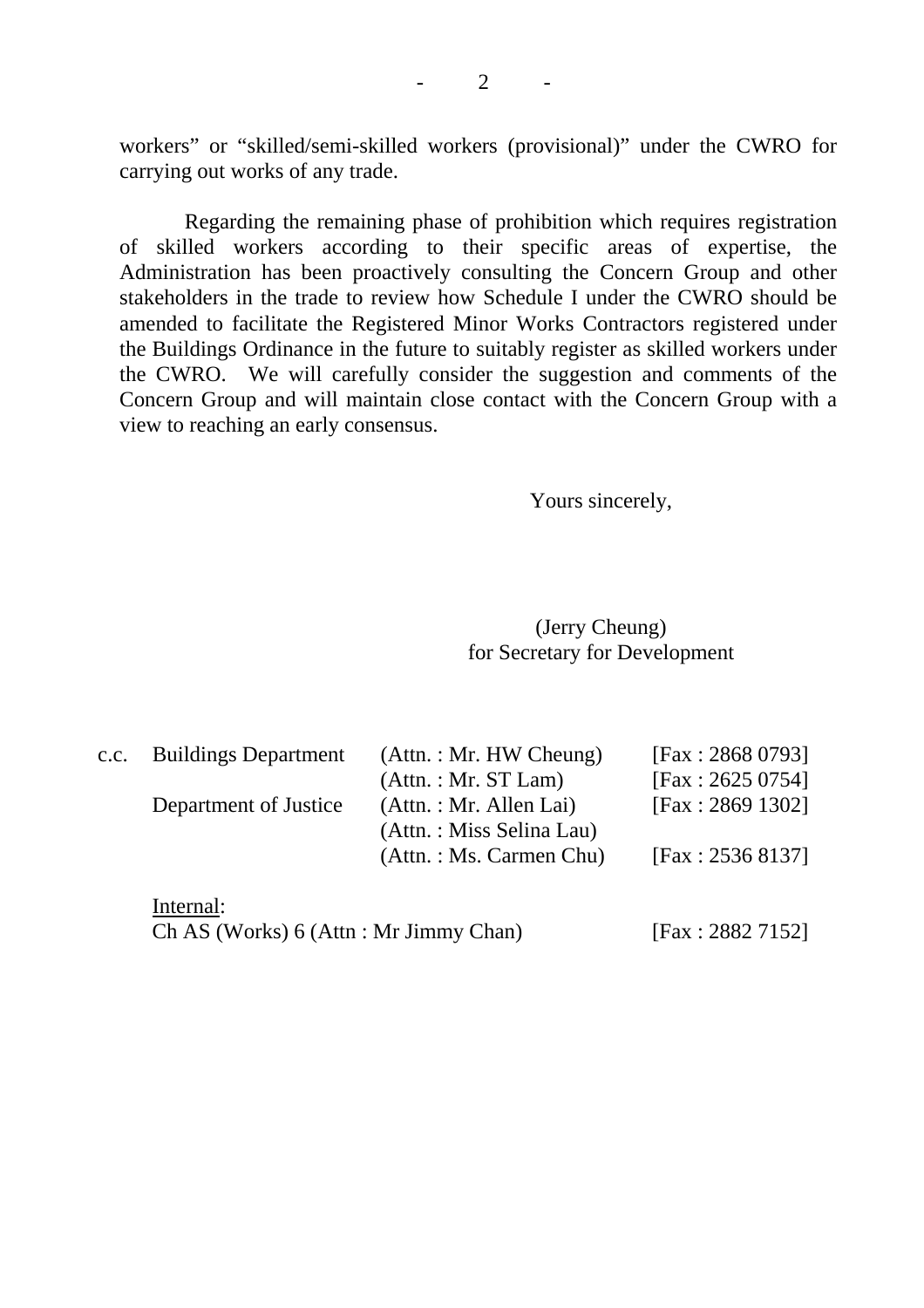workers" or "skilled/semi-skilled workers (provisional)" under the CWRO for carrying out works of any trade.

Regarding the remaining phase of prohibition which requires registration of skilled workers according to their specific areas of expertise, the Administration has been proactively consulting the Concern Group and other stakeholders in the trade to review how Schedule I under the CWRO should be amended to facilitate the Registered Minor Works Contractors registered under the Buildings Ordinance in the future to suitably register as skilled workers under the CWRO. We will carefully consider the suggestion and comments of the Concern Group and will maintain close contact with the Concern Group with a view to reaching an early consensus.

Yours sincerely,

(Jerry Cheung)
for Secretary for Development

| | | | |
|---|---|---|---|
| c.c. Buildings Department | (Attn. : Mr. HW Cheung) | [Fax : 2868 0793] |
| | (Attn. : Mr. ST Lam) | [Fax : 2625 0754] |
| Department of Justice | (Attn. : Mr. Allen Lai) | [Fax : 2869 1302] |
| | (Attn. : Miss Selina Lau) | |
| | (Attn. : Ms. Carmen Chu) | [Fax : 2536 8137] |

Internal:
Ch AS (Works) 6 (Attn : Mr Jimmy Chan) [Fax : 2882 7152]